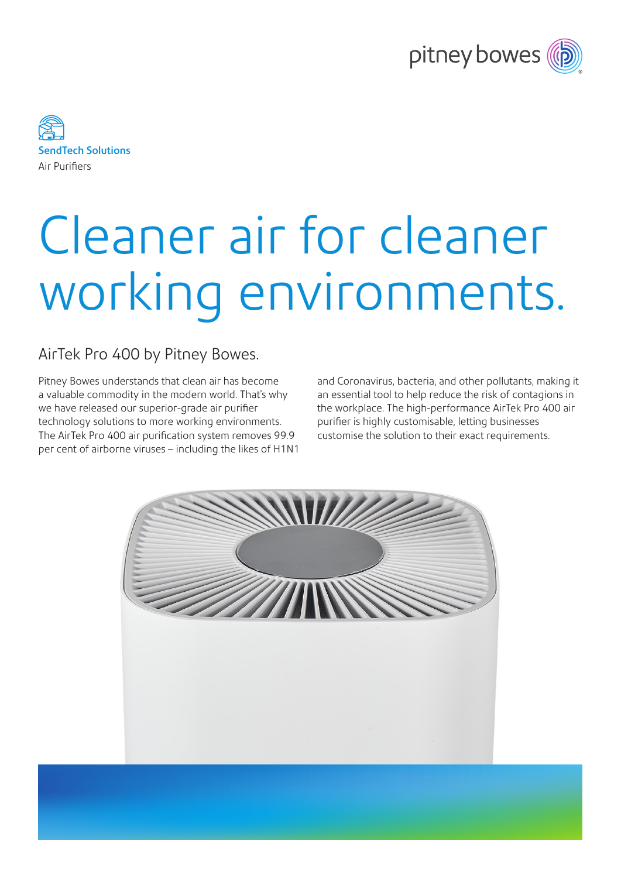pitney bowes

SendTech Solutions
Air Purifiers

# Cleaner air for cleaner working environments.

## AirTek Pro 400 by Pitney Bowes.

Pitney Bowes understands that clean air has become a valuable commodity in the modern world. That's why we have released our superior-grade air purifier technology solutions to more working environments. The AirTek Pro 400 air purification system removes 99.9 per cent of airborne viruses – including the likes of H1N1 and Coronavirus, bacteria, and other pollutants, making it an essential tool to help reduce the risk of contagions in the workplace. The high-performance AirTek Pro 400 air purifier is highly customisable, letting businesses customise the solution to their exact requirements.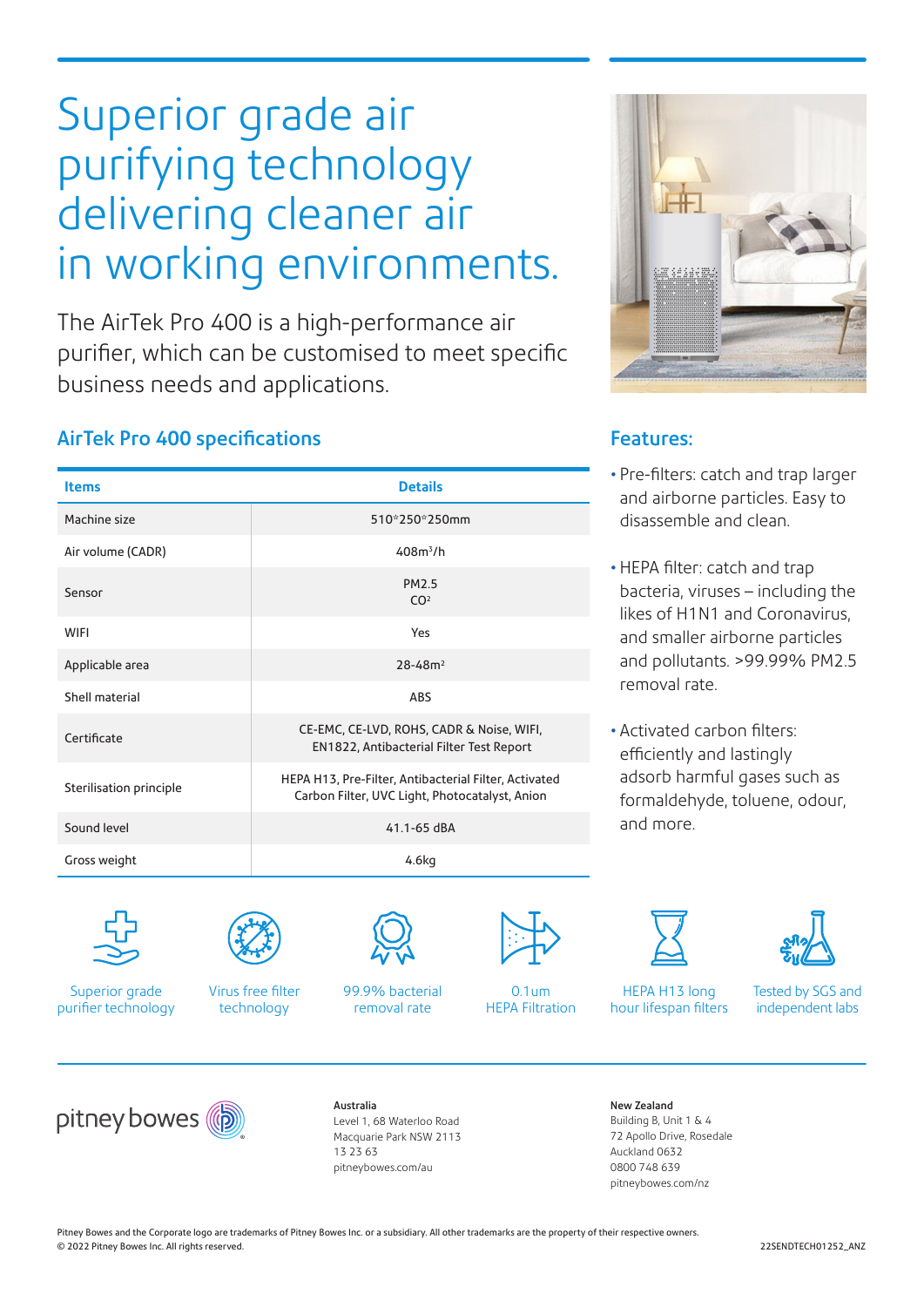# Superior grade air purifying technology delivering cleaner air in working environments.

The AirTek Pro 400 is a high-performance air purifier, which can be customised to meet specific business needs and applications.

## AirTek Pro 400 specifications

| Items | Details |
|---|---|
| Machine size | 510*250*250mm |
| Air volume (CADR) | 408m³/h |
| Sensor | PM2.5<br>$CO^2$ |
| WIFI | Yes |
| Applicable area | 28-48m² |
| Shell material | ABS |
| Certificate | CE-EMC, CE-LVD, ROHS, CADR & Noise, WIFI, EN1822, Antibacterial Filter Test Report |
| Sterilisation principle | HEPA H13, Pre-Filter, Antibacterial Filter, Activated Carbon Filter, UVC Light, Photocatalyst, Anion |
| Sound level | 41.1-65 dBA |
| Gross weight | 4.6kg |

## Features:

- Pre-filters: catch and trap larger and airborne particles. Easy to disassemble and clean.
- HEPA filter: catch and trap bacteria, viruses – including the likes of H1N1 and Coronavirus, and smaller airborne particles and pollutants. >99.99% PM2.5 removal rate.
- Activated carbon filters: efficiently and lastingly adsorb harmful gases such as formaldehyde, toluene, odour, and more.

Superior grade purifier technology

Virus free filter technology

99.9% bacterial removal rate

0.1um HEPA Filtration

HEPA H13 long hour lifespan filters

Tested by SGS and independent labs

pitney bowes

**Australia**
Level 1, 68 Waterloo Road
Macquarie Park NSW 2113
13 23 63
pitneybowes.com/au

**New Zealand**
Building B, Unit 1 & 4
72 Apollo Drive, Rosedale
Auckland 0632
0800 748 639
pitneybowes.com/nz

Pitney Bowes and the Corporate logo are trademarks of Pitney Bowes Inc. or a subsidiary. All other trademarks are the property of their respective owners.
© 2022 Pitney Bowes Inc. All rights reserved.

22SENDTECH01252_ANZ